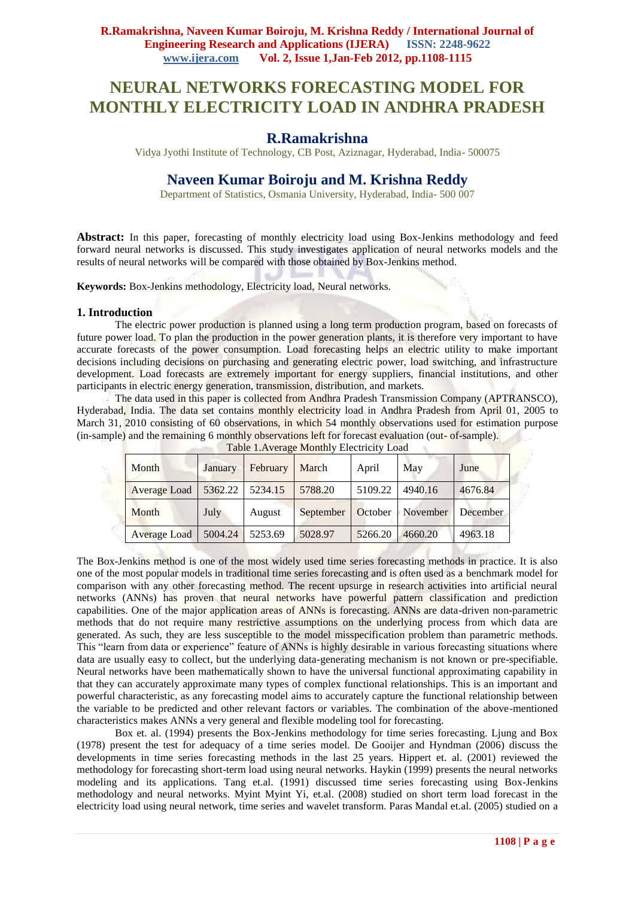# NEURAL NETWORKS FORECASTING MODEL FOR MONTHLY ELECTRICITY LOAD IN ANDHRA PRADESH

## R.Ramakrishna

Vidya Jyothi Institute of Technology, CB Post, Aziznagar, Hyderabad, India- 500075

## Naveen Kumar Boiroju and M. Krishna Reddy

Department of Statistics, Osmania University, Hyderabad, India- 500 007

**Abstract:** In this paper, forecasting of monthly electricity load using Box-Jenkins methodology and feed forward neural networks is discussed. This study investigates application of neural networks models and the results of neural networks will be compared with those obtained by Box-Jenkins method.

**Keywords:** Box-Jenkins methodology, Electricity load, Neural networks.

### 1. Introduction

The electric power production is planned using a long term production program, based on forecasts of future power load. To plan the production in the power generation plants, it is therefore very important to have accurate forecasts of the power consumption. Load forecasting helps an electric utility to make important decisions including decisions on purchasing and generating electric power, load switching, and infrastructure development. Load forecasts are extremely important for energy suppliers, financial institutions, and other participants in electric energy generation, transmission, distribution, and markets.

The data used in this paper is collected from Andhra Pradesh Transmission Company (APTRANSCO), Hyderabad, India. The data set contains monthly electricity load in Andhra Pradesh from April 01, 2005 to March 31, 2010 consisting of 60 observations, in which 54 monthly observations used for estimation purpose (in-sample) and the remaining 6 monthly observations left for forecast evaluation (out- of-sample).

Table 1.Average Monthly Electricity Load

| Month | January | February | March | April | May | June |
|---|---|---|---|---|---|---|
| Average Load | 5362.22 | 5234.15 | 5788.20 | 5109.22 | 4940.16 | 4676.84 |
| Month | July | August | September | October | November | December |
| Average Load | 5004.24 | 5253.69 | 5028.97 | 5266.20 | 4660.20 | 4963.18 |

The Box-Jenkins method is one of the most widely used time series forecasting methods in practice. It is also one of the most popular models in traditional time series forecasting and is often used as a benchmark model for comparison with any other forecasting method. The recent upsurge in research activities into artificial neural networks (ANNs) has proven that neural networks have powerful pattern classification and prediction capabilities. One of the major application areas of ANNs is forecasting. ANNs are data-driven non-parametric methods that do not require many restrictive assumptions on the underlying process from which data are generated. As such, they are less susceptible to the model misspecification problem than parametric methods. This "learn from data or experience" feature of ANNs is highly desirable in various forecasting situations where data are usually easy to collect, but the underlying data-generating mechanism is not known or pre-specifiable. Neural networks have been mathematically shown to have the universal functional approximating capability in that they can accurately approximate many types of complex functional relationships. This is an important and powerful characteristic, as any forecasting model aims to accurately capture the functional relationship between the variable to be predicted and other relevant factors or variables. The combination of the above-mentioned characteristics makes ANNs a very general and flexible modeling tool for forecasting.

Box et. al. (1994) presents the Box-Jenkins methodology for time series forecasting. Ljung and Box (1978) present the test for adequacy of a time series model. De Gooijer and Hyndman (2006) discuss the developments in time series forecasting methods in the last 25 years. Hippert et. al. (2001) reviewed the methodology for forecasting short-term load using neural networks. Haykin (1999) presents the neural networks modeling and its applications. Tang et.al. (1991) discussed time series forecasting using Box-Jenkins methodology and neural networks. Myint Myint Yi, et.al. (2008) studied on short term load forecast in the electricity load using neural network, time series and wavelet transform. Paras Mandal et.al. (2005) studied on a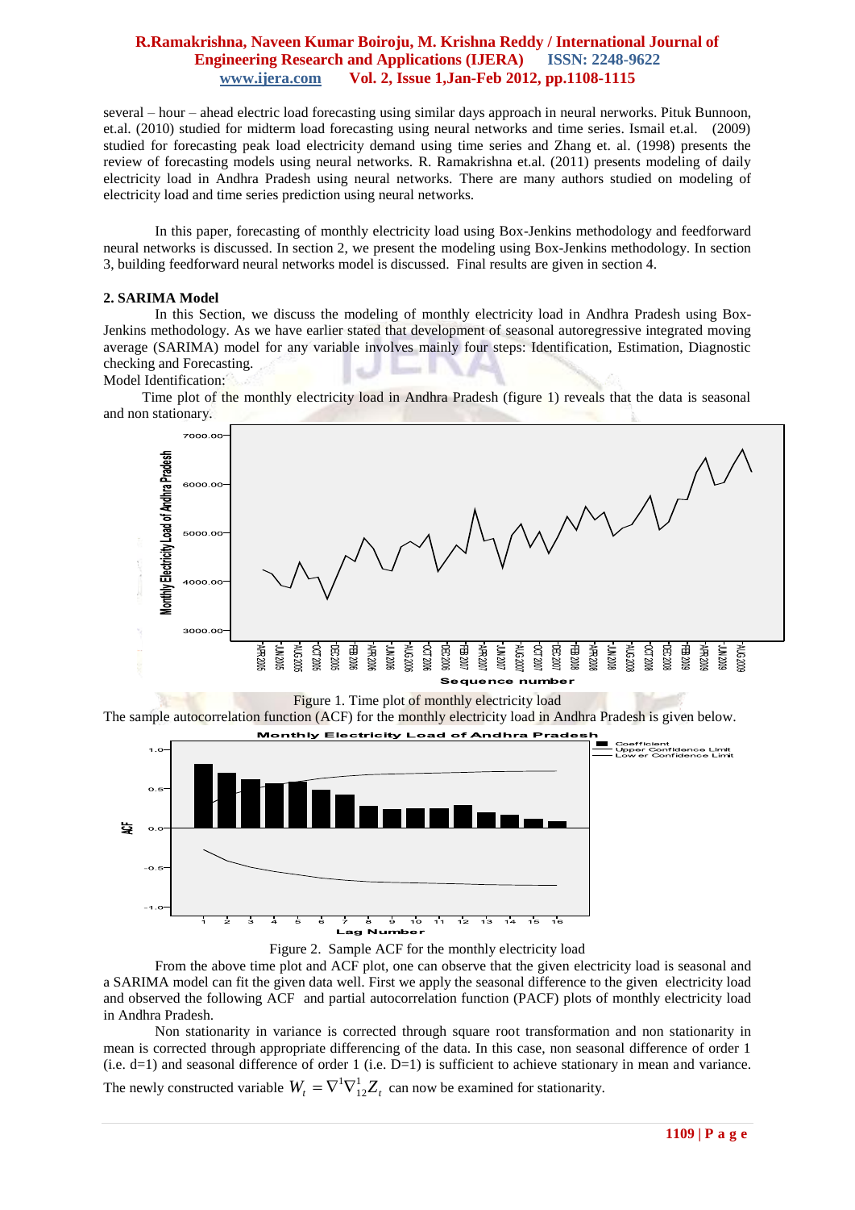several – hour – ahead electric load forecasting using similar days approach in neural nerworks. Pituk Bunnoon, et.al. (2010) studied for midterm load forecasting using neural networks and time series. Ismail et.al. (2009) studied for forecasting peak load electricity demand using time series and Zhang et. al. (1998) presents the review of forecasting models using neural networks. R. Ramakrishna et.al. (2011) presents modeling of daily electricity load in Andhra Pradesh using neural networks. There are many authors studied on modeling of electricity load and time series prediction using neural networks.

In this paper, forecasting of monthly electricity load using Box-Jenkins methodology and feedforward neural networks is discussed. In section 2, we present the modeling using Box-Jenkins methodology. In section 3, building feedforward neural networks model is discussed. Final results are given in section 4.

## 2. SARIMA Model

In this Section, we discuss the modeling of monthly electricity load in Andhra Pradesh using Box-Jenkins methodology. As we have earlier stated that development of seasonal autoregressive integrated moving average (SARIMA) model for any variable involves mainly four steps: Identification, Estimation, Diagnostic checking and Forecasting.

Model Identification:

Time plot of the monthly electricity load in Andhra Pradesh (figure 1) reveals that the data is seasonal and non stationary.

Monthly Electricity Load of Andhra Pradesh

7000.00
6000.00
5000.00
4000.00
3000.00

APR 2005
JUN 2005
AUG 2005
OCT 2005
DEC 2005
FEB 2006
APR 2006
JUN 2006
AUG 2006
OCT 2006
DEC 2006
FEB 2007
APR 2007
JUN 2007
AUG 2007
OCT 2007
DEC 2007
FEB 2008
APR 2008
JUN 2008
AUG 2008
OCT 2008
DEC 2008
FEB 2009
APR 2009
JUN 2009
AUG 2009

Sequence number

Figure 1. Time plot of monthly electricity load

The sample autocorrelation function (ACF) for the monthly electricity load in Andhra Pradesh is given below.

Monthly Electricity Load of Andhra Pradesh

Coefficient
Upper Confidence Limit
Lower Confidence Limit

ACF

1.0
0.5
0.0
-0.5
-1.0

1 2 3 4 5 6 7 8 9 10 11 12 13 14 15 16

Lag Number

Figure 2. Sample ACF for the monthly electricity load

From the above time plot and ACF plot, one can observe that the given electricity load is seasonal and a SARIMA model can fit the given data well. First we apply the seasonal difference to the given electricity load and observed the following ACF and partial autocorrelation function (PACF) plots of monthly electricity load in Andhra Pradesh.

Non stationarity in variance is corrected through square root transformation and non stationarity in mean is corrected through appropriate differencing of the data. In this case, non seasonal difference of order 1 (i.e. d=1) and seasonal difference of order 1 (i.e. D=1) is sufficient to achieve stationary in mean and variance. The newly constructed variable $W_t = \nabla^1 \nabla_{12}^1 Z_t$ can now be examined for stationarity.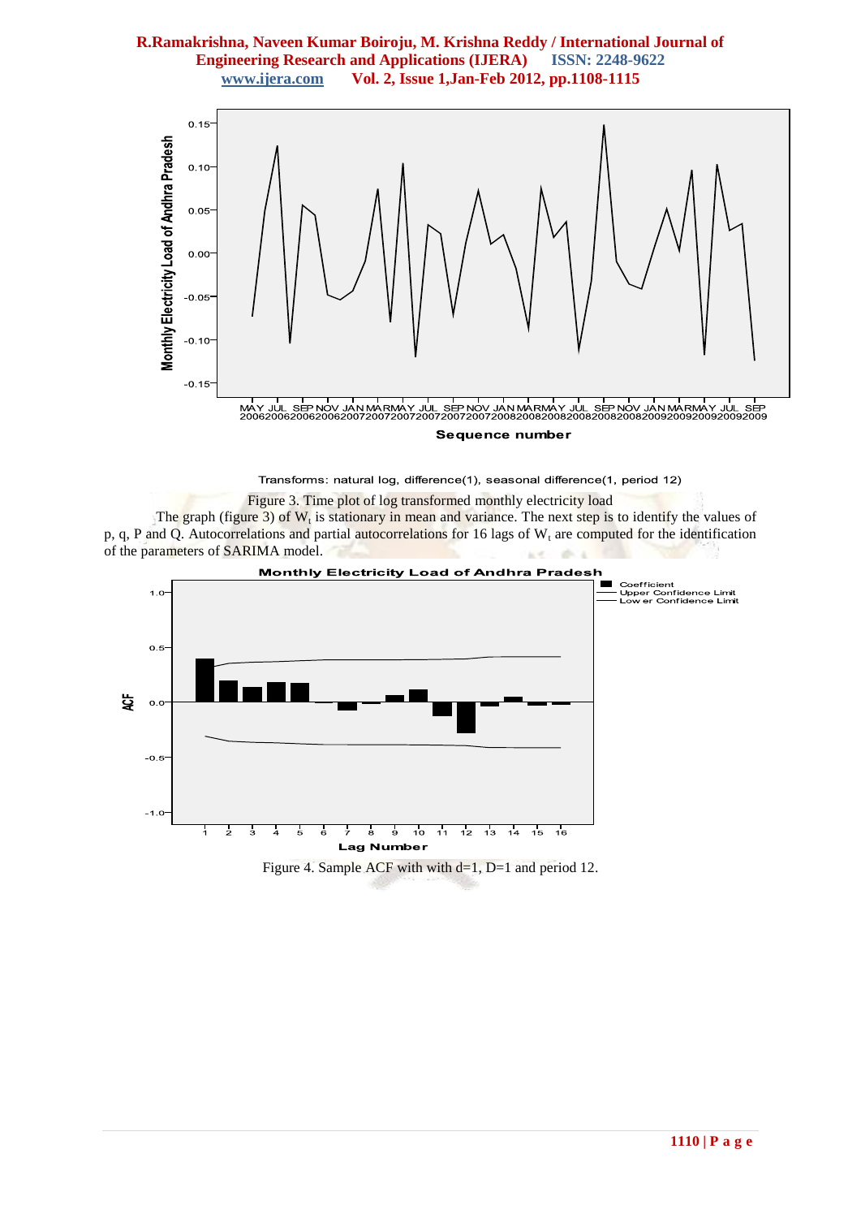Monthly Electricity Load of Andhra Pradesh

0.15
0.10
0.05
0.00
-0.05
-0.10
-0.15

MAY JUL SEP NOV JAN MAR MAY JUL SEP NOV JAN MAR MAY JUL SEP NOV JAN MAR MAY JUL SEP
2006 2006 2006 2006 2007 2007 2007 2007 2007 2007 2008 2008 2008 2008 2008 2008 2009 2009 2009 2009 2009

Sequence number

Transforms: natural log, difference(1), seasonal difference(1, period 12)

Figure 3. Time plot of log transformed monthly electricity load

The graph (figure 3) of $W_t$ is stationary in mean and variance. The next step is to identify the values of p, q, P and Q. Autocorrelations and partial autocorrelations for 16 lags of $W_t$ are computed for the identification of the parameters of SARIMA model.

Monthly Electricity Load of Andhra Pradesh

Coefficient
Upper Confidence Limit
Lower Confidence Limit

ACF

1.0
0.5
0.0
-0.5
-1.0

1 2 3 4 5 6 7 8 9 10 11 12 13 14 15 16

Lag Number

Figure 4. Sample ACF with with d=1, D=1 and period 12.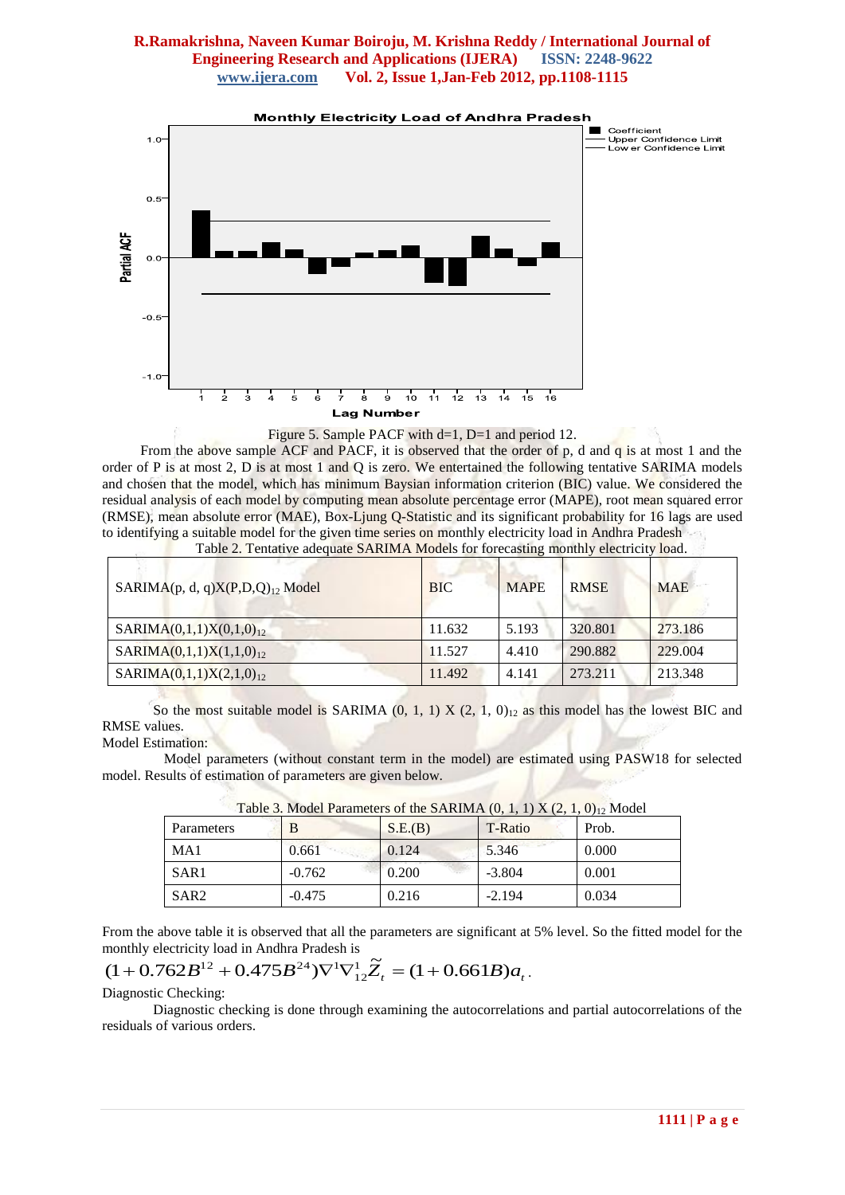Monthly Electricity Load of Andhra Pradesh

Coefficient
Upper Confidence Limit
Lower Confidence Limit

Partial ACF

1.0
0.5
0.0
-0.5
-1.0

1 2 3 4 5 6 7 8 9 10 11 12 13 14 15 16

Lag Number

Figure 5. Sample PACF with d=1, D=1 and period 12.

From the above sample ACF and PACF, it is observed that the order of p, d and q is at most 1 and the order of P is at most 2, D is at most 1 and Q is zero. We entertained the following tentative SARIMA models and chosen that the model, which has minimum Baysian information criterion (BIC) value. We considered the residual analysis of each model by computing mean absolute percentage error (MAPE), root mean squared error (RMSE), mean absolute error (MAE), Box-Ljung Q-Statistic and its significant probability for 16 lags are used to identifying a suitable model for the given time series on monthly electricity load in Andhra Pradesh

Table 2. Tentative adequate SARIMA Models for forecasting monthly electricity load.

| SARIMA(p, d, q)X(P,D,Q)$_{12}$ Model | BIC | MAPE | RMSE | MAE |
|---|---|---|---|---|
| SARIMA(0,1,1)X(0,1,0)$_{12}$ | 11.632 | 5.193 | 320.801 | 273.186 |
| SARIMA(0,1,1)X(1,1,0)$_{12}$ | 11.527 | 4.410 | 290.882 | 229.004 |
| SARIMA(0,1,1)X(2,1,0)$_{12}$ | 11.492 | 4.141 | 273.211 | 213.348 |

So the most suitable model is SARIMA (0, 1, 1) X (2, 1, 0)$_{12}$ as this model has the lowest BIC and RMSE values.

Model Estimation:

Model parameters (without constant term in the model) are estimated using PASW18 for selected model. Results of estimation of parameters are given below.

Table 3. Model Parameters of the SARIMA (0, 1, 1) X (2, 1, 0)$_{12}$ Model

| Parameters | B | S.E.(B) | T-Ratio | Prob. |
|---|---|---|---|---|
| MA1 | 0.661 | 0.124 | 5.346 | 0.000 |
| SAR1 | -0.762 | 0.200 | -3.804 | 0.001 |
| SAR2 | -0.475 | 0.216 | -2.194 | 0.034 |

From the above table it is observed that all the parameters are significant at 5% level. So the fitted model for the monthly electricity load in Andhra Pradesh is

$$(1 + 0.762B^{12} + 0.475B^{24})\nabla^1\nabla^1_{12}\tilde{Z}_t = (1 + 0.661B)a_t.$$

Diagnostic Checking:

Diagnostic checking is done through examining the autocorrelations and partial autocorrelations of the residuals of various orders.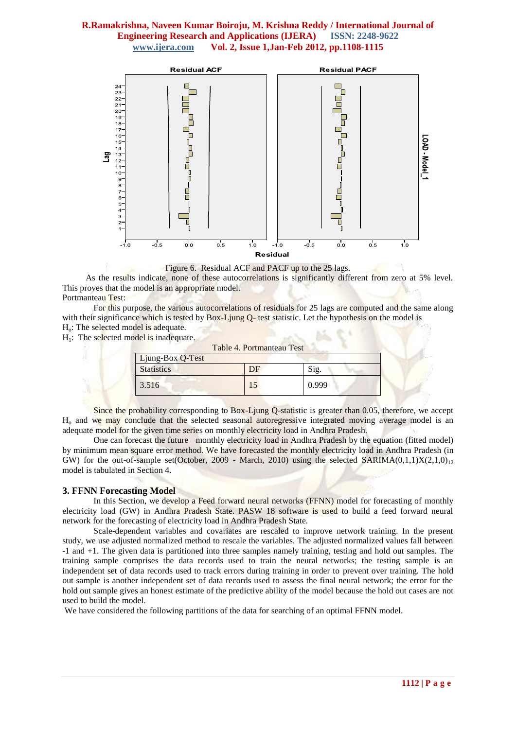Residual ACF

Residual PACF

Lag

24
23
22
21
20
19
18
17
16
15
14
13
12
11
10
9
8
7
6
5
4
3
2
1

-1.0 -0.5 0.0 0.5 1.0 -1.0 -0.5 0.0 0.5 1.0

Residual

LOAD - Model_1

Figure 6. Residual ACF and PACF up to the 25 lags.

As the results indicate, none of these autocorrelations is significantly different from zero at 5% level. This proves that the model is an appropriate model.

Portmanteau Test:

For this purpose, the various autocorrelations of residuals for 25 lags are computed and the same along with their significance which is tested by Box-Ljung Q- test statistic. Let the hypothesis on the model is

$H_o$: The selected model is adequate.

$H_1$: The selected model is inadequate.

Table 4. Portmanteau Test

| Ljung-Box Q-Test | | |
|---|---|---|
| Statistics | DF | Sig. |
| 3.516 | 15 | 0.999 |

Since the probability corresponding to Box-Ljung Q-statistic is greater than 0.05, therefore, we accept $H_o$ and we may conclude that the selected seasonal autoregressive integrated moving average model is an adequate model for the given time series on monthly electricity load in Andhra Pradesh.

One can forecast the future monthly electricity load in Andhra Pradesh by the equation (fitted model) by minimum mean square error method. We have forecasted the monthly electricity load in Andhra Pradesh (in GW) for the out-of-sample set(October, 2009 - March, 2010) using the selected SARIMA$(0,1,1)X(2,1,0)_{12}$ model is tabulated in Section 4.

## 3. FFNN Forecasting Model

In this Section, we develop a Feed forward neural networks (FFNN) model for forecasting of monthly electricity load (GW) in Andhra Pradesh State. PASW 18 software is used to build a feed forward neural network for the forecasting of electricity load in Andhra Pradesh State.

Scale-dependent variables and covariates are rescaled to improve network training. In the present study, we use adjusted normalized method to rescale the variables. The adjusted normalized values fall between -1 and +1. The given data is partitioned into three samples namely training, testing and hold out samples. The training sample comprises the data records used to train the neural networks; the testing sample is an independent set of data records used to track errors during training in order to prevent over training. The hold out sample is another independent set of data records used to assess the final neural network; the error for the hold out sample gives an honest estimate of the predictive ability of the model because the hold out cases are not used to build the model.

We have considered the following partitions of the data for searching of an optimal FFNN model.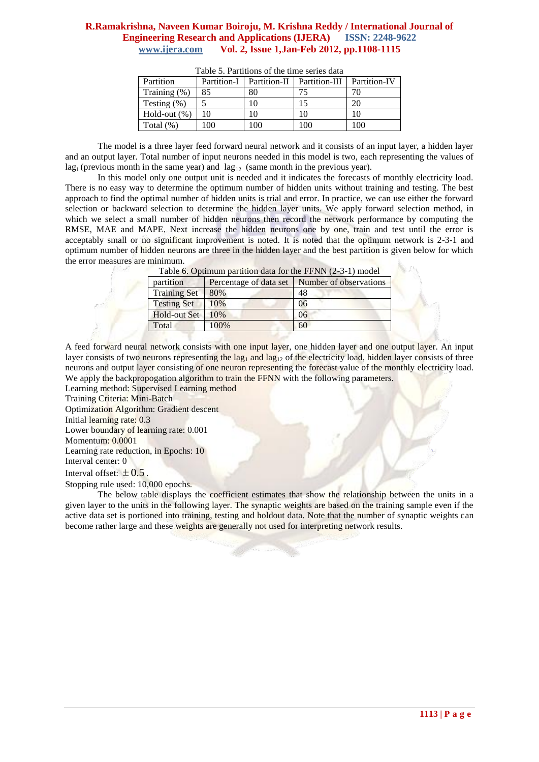Table 5. Partitions of the time series data

| Partition | Partition-I | Partition-II | Partition-III | Partition-IV |
|---|---|---|---|---|
| Training (%) | 85 | 80 | 75 | 70 |
| Testing (%) | 5 | 10 | 15 | 20 |
| Hold-out (%) | 10 | 10 | 10 | 10 |
| Total (%) | 100 | 100 | 100 | 100 |

The model is a three layer feed forward neural network and it consists of an input layer, a hidden layer and an output layer. Total number of input neurons needed in this model is two, each representing the values of $lag_1$ (previous month in the same year) and $lag_{12}$ (same month in the previous year).

In this model only one output unit is needed and it indicates the forecasts of monthly electricity load. There is no easy way to determine the optimum number of hidden units without training and testing. The best approach to find the optimal number of hidden units is trial and error. In practice, we can use either the forward selection or backward selection to determine the hidden layer units. We apply forward selection method, in which we select a small number of hidden neurons then record the network performance by computing the RMSE, MAE and MAPE. Next increase the hidden neurons one by one, train and test until the error is acceptably small or no significant improvement is noted. It is noted that the optimum network is 2-3-1 and optimum number of hidden neurons are three in the hidden layer and the best partition is given below for which the error measures are minimum.

Table 6. Optimum partition data for the FFNN (2-3-1) model

| partition | Percentage of data set | Number of observations |
|---|---|---|
| Training Set | 80% | 48 |
| Testing Set | 10% | 06 |
| Hold-out Set | 10% | 06 |
| Total | 100% | 60 |

A feed forward neural network consists with one input layer, one hidden layer and one output layer. An input layer consists of two neurons representing the $lag_1$ and $lag_{12}$ of the electricity load, hidden layer consists of three neurons and output layer consisting of one neuron representing the forecast value of the monthly electricity load. We apply the backpropogation algorithm to train the FFNN with the following parameters.

Learning method: Supervised Learning method
Training Criteria: Mini-Batch
Optimization Algorithm: Gradient descent
Initial learning rate: 0.3
Lower boundary of learning rate: 0.001
Momentum: 0.0001
Learning rate reduction, in Epochs: 10
Interval center: 0
Interval offset: $\pm 0.5$.
Stopping rule used: 10,000 epochs.

The below table displays the coefficient estimates that show the relationship between the units in a given layer to the units in the following layer. The synaptic weights are based on the training sample even if the active data set is portioned into training, testing and holdout data. Note that the number of synaptic weights can become rather large and these weights are generally not used for interpreting network results.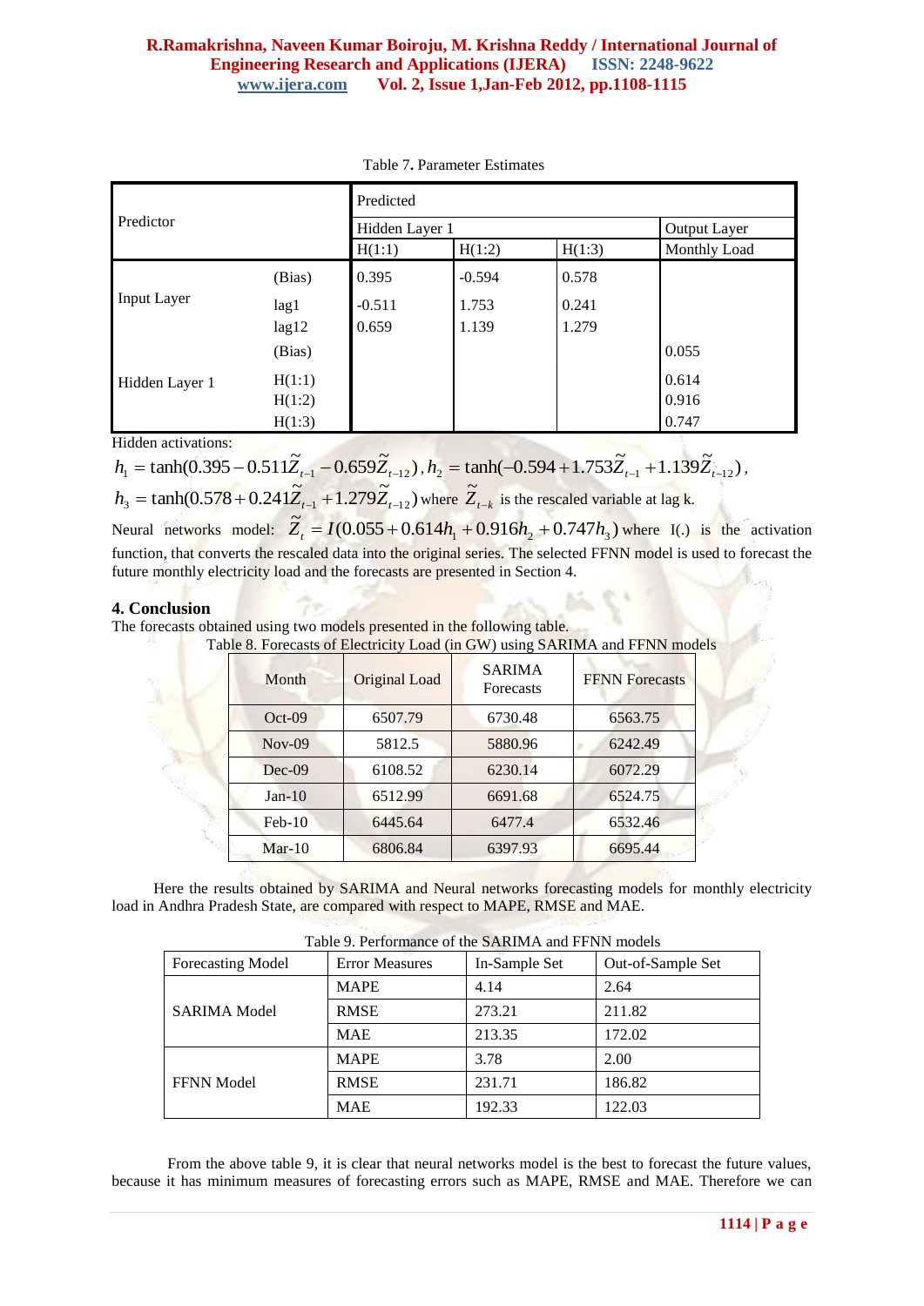Table 7. Parameter Estimates

| Predictor | | Predicted | | | |
|---|---|---|---|---|---|
| | | Hidden Layer 1 | | | Output Layer |
| | | H(1:1) | H(1:2) | H(1:3) | Monthly Load |
| Input Layer | (Bias) | 0.395 | -0.594 | 0.578 | |
| | lag1 | -0.511 | 1.753 | 0.241 | |
| | lag12 | 0.659 | 1.139 | 1.279 | |
| Hidden Layer 1 | (Bias) | | | | 0.055 |
| | H(1:1) | | | | 0.614 |
| | H(1:2) | | | | 0.916 |
| | H(1:3) | | | | 0.747 |

Hidden activations:

$h_1 = \tanh(0.395 - 0.511\tilde{Z}_{t-1} - 0.659\tilde{Z}_{t-12})$, $h_2 = \tanh(-0.594 + 1.753\tilde{Z}_{t-1} + 1.139\tilde{Z}_{t-12})$,

$h_3 = \tanh(0.578 + 0.241\tilde{Z}_{t-1} + 1.279\tilde{Z}_{t-12})$ where $\tilde{Z}_{t-k}$ is the rescaled variable at lag k.

Neural networks model: $\tilde{Z}_t = I(0.055 + 0.614h_1 + 0.916h_2 + 0.747h_3)$ where I(.) is the activation function, that converts the rescaled data into the original series. The selected FFNN model is used to forecast the future monthly electricity load and the forecasts are presented in Section 4.

## 4. Conclusion

The forecasts obtained using two models presented in the following table.

Table 8. Forecasts of Electricity Load (in GW) using SARIMA and FFNN models

| Month | Original Load | SARIMA Forecasts | FFNN Forecasts |
|---|---|---|---|
| Oct-09 | 6507.79 | 6730.48 | 6563.75 |
| Nov-09 | 5812.5 | 5880.96 | 6242.49 |
| Dec-09 | 6108.52 | 6230.14 | 6072.29 |
| Jan-10 | 6512.99 | 6691.68 | 6524.75 |
| Feb-10 | 6445.64 | 6477.4 | 6532.46 |
| Mar-10 | 6806.84 | 6397.93 | 6695.44 |

Here the results obtained by SARIMA and Neural networks forecasting models for monthly electricity load in Andhra Pradesh State, are compared with respect to MAPE, RMSE and MAE.

Table 9. Performance of the SARIMA and FFNN models

| Forecasting Model | Error Measures | In-Sample Set | Out-of-Sample Set |
|---|---|---|---|
| SARIMA Model | MAPE | 4.14 | 2.64 |
| | RMSE | 273.21 | 211.82 |
| | MAE | 213.35 | 172.02 |
| FFNN Model | MAPE | 3.78 | 2.00 |
| | RMSE | 231.71 | 186.82 |
| | MAE | 192.33 | 122.03 |

From the above table 9, it is clear that neural networks model is the best to forecast the future values, because it has minimum measures of forecasting errors such as MAPE, RMSE and MAE. Therefore we can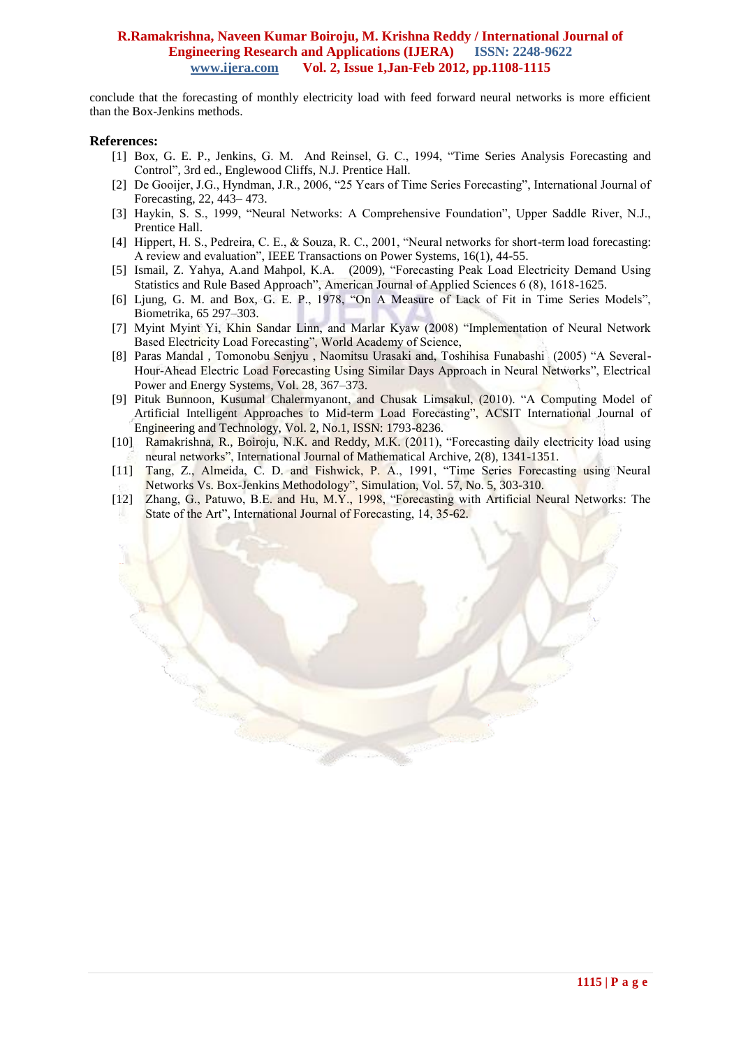conclude that the forecasting of monthly electricity load with feed forward neural networks is more efficient than the Box-Jenkins methods.

## References:

[1] Box, G. E. P., Jenkins, G. M. And Reinsel, G. C., 1994, "Time Series Analysis Forecasting and Control", 3rd ed., Englewood Cliffs, N.J. Prentice Hall.

[2] De Gooijer, J.G., Hyndman, J.R., 2006, "25 Years of Time Series Forecasting", International Journal of Forecasting, 22, 443– 473.

[3] Haykin, S. S., 1999, "Neural Networks: A Comprehensive Foundation", Upper Saddle River, N.J., Prentice Hall.

[4] Hippert, H. S., Pedreira, C. E., & Souza, R. C., 2001, "Neural networks for short-term load forecasting: A review and evaluation", IEEE Transactions on Power Systems, 16(1), 44-55.

[5] Ismail, Z. Yahya, A.and Mahpol, K.A. (2009), "Forecasting Peak Load Electricity Demand Using Statistics and Rule Based Approach", American Journal of Applied Sciences 6 (8), 1618-1625.

[6] Ljung, G. M. and Box, G. E. P., 1978, "On A Measure of Lack of Fit in Time Series Models", Biometrika, 65 297–303.

[7] Myint Myint Yi, Khin Sandar Linn, and Marlar Kyaw (2008) "Implementation of Neural Network Based Electricity Load Forecasting", World Academy of Science,

[8] Paras Mandal , Tomonobu Senjyu , Naomitsu Urasaki and, Toshihisa Funabashi (2005) "A Several-Hour-Ahead Electric Load Forecasting Using Similar Days Approach in Neural Networks", Electrical Power and Energy Systems, Vol. 28, 367–373.

[9] Pituk Bunnoon, Kusumal Chalermyanont, and Chusak Limsakul, (2010). "A Computing Model of Artificial Intelligent Approaches to Mid-term Load Forecasting", ACSIT International Journal of Engineering and Technology, Vol. 2, No.1, ISSN: 1793-8236.

[10] Ramakrishna, R., Boiroju, N.K. and Reddy, M.K. (2011), "Forecasting daily electricity load using neural networks", International Journal of Mathematical Archive, 2(8), 1341-1351.

[11] Tang, Z., Almeida, C. D. and Fishwick, P. A., 1991, "Time Series Forecasting using Neural Networks Vs. Box-Jenkins Methodology", Simulation, Vol. 57, No. 5, 303-310.

[12] Zhang, G., Patuwo, B.E. and Hu, M.Y., 1998, "Forecasting with Artificial Neural Networks: The State of the Art", International Journal of Forecasting, 14, 35-62.